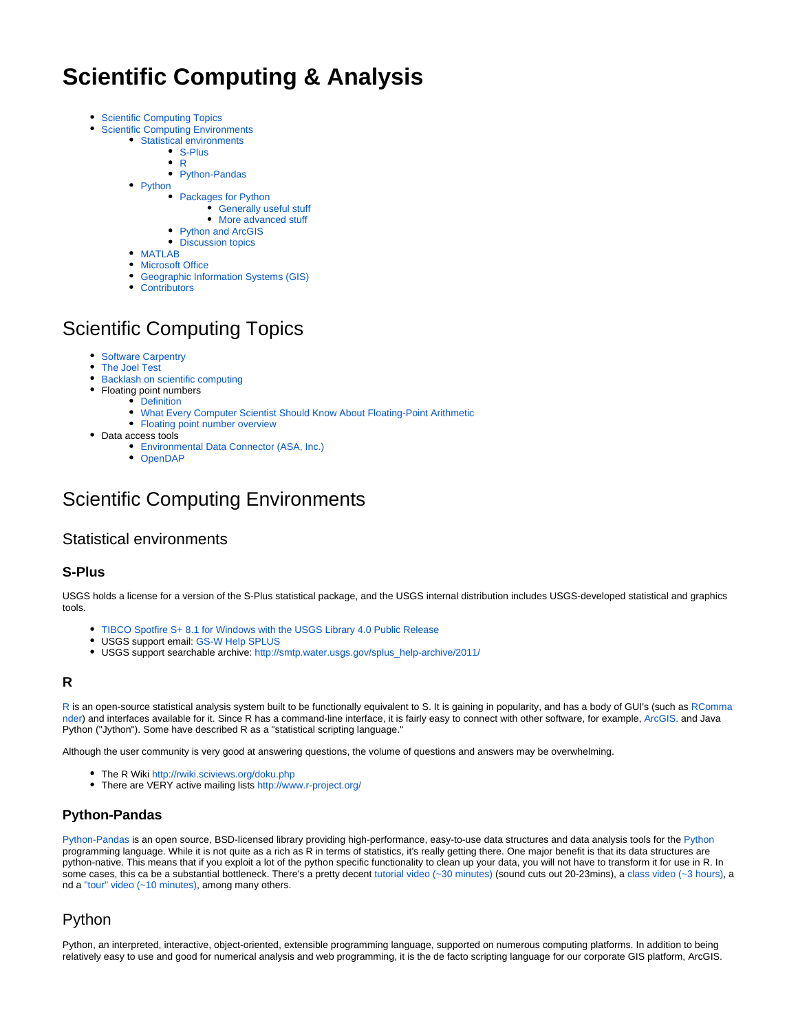# Scientific Computing & Analysis

- Scientific Computing Topics
- Scientific Computing Environments
  - Statistical environments
    - S-Plus
    - R
    - Python-Pandas
  - Python
    - Packages for Python
      - Generally useful stuff
      - More advanced stuff
    - Python and ArcGIS
    - Discussion topics
  - MATLAB
  - Microsoft Office
  - Geographic Information Systems (GIS)
  - Contributors

## Scientific Computing Topics

- Software Carpentry
- The Joel Test
- Backlash on scientific computing
- Floating point numbers
  - Definition
  - What Every Computer Scientist Should Know About Floating-Point Arithmetic
  - Floating point number overview
- Data access tools
  - Environmental Data Connector (ASA, Inc.)
  - OpenDAP

## Scientific Computing Environments

### Statistical environments

#### S-Plus

USGS holds a license for a version of the S-Plus statistical package, and the USGS internal distribution includes USGS-developed statistical and graphics tools.

- TIBCO Spotfire S+ 8.1 for Windows with the USGS Library 4.0 Public Release
- USGS support email: GS-W Help SPLUS
- USGS support searchable archive: http://smtp.water.usgs.gov/splus_help-archive/2011/

#### R

R is an open-source statistical analysis system built to be functionally equivalent to S. It is gaining in popularity, and has a body of GUI's (such as RCommander) and interfaces available for it. Since R has a command-line interface, it is fairly easy to connect with other software, for example, ArcGIS. and Java Python ("Jython"). Some have described R as a "statistical scripting language."

Although the user community is very good at answering questions, the volume of questions and answers may be overwhelming.

- The R Wiki http://rwiki.sciviews.org/doku.php
- There are VERY active mailing lists http://www.r-project.org/

#### Python-Pandas

Python-Pandas is an open source, BSD-licensed library providing high-performance, easy-to-use data structures and data analysis tools for the Python programming language. While it is not quite as a rich as R in terms of statistics, it's really getting there. One major benefit is that its data structures are python-native. This means that if you exploit a lot of the python specific functionality to clean up your data, you will not have to transform it for use in R. In some cases, this ca be a substantial bottleneck. There's a pretty decent tutorial video (~30 minutes) (sound cuts out 20-23mins), a class video (~3 hours), and a "tour" video (~10 minutes), among many others.

### Python

Python, an interpreted, interactive, object-oriented, extensible programming language, supported on numerous computing platforms. In addition to being relatively easy to use and good for numerical analysis and web programming, it is the de facto scripting language for our corporate GIS platform, ArcGIS.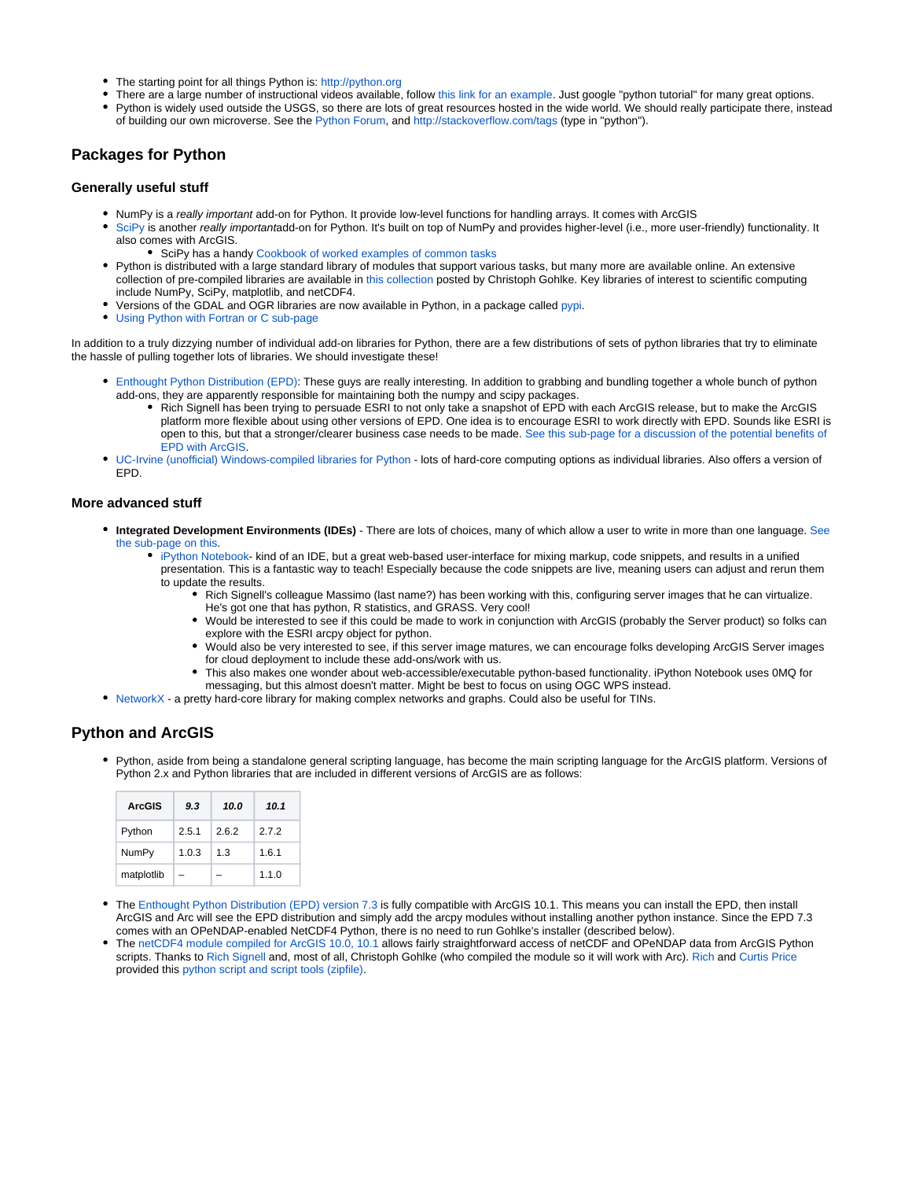- The starting point for all things Python is: http://python.org
- There are a large number of instructional videos available, follow this link for an example. Just google "python tutorial" for many great options.
- Python is widely used outside the USGS, so there are lots of great resources hosted in the wide world. We should really participate there, instead of building our own microverse. See the Python Forum, and http://stackoverflow.com/tags (type in "python").

## Packages for Python

### Generally useful stuff

- NumPy is a *really important* add-on for Python. It provide low-level functions for handling arrays. It comes with ArcGIS
- SciPy is another *really important*add-on for Python. It's built on top of NumPy and provides higher-level (i.e., more user-friendly) functionality. It also comes with ArcGIS.
  - SciPy has a handy Cookbook of worked examples of common tasks
- Python is distributed with a large standard library of modules that support various tasks, but many more are available online. An extensive collection of pre-compiled libraries are available in this collection posted by Christoph Gohlke. Key libraries of interest to scientific computing include NumPy, SciPy, matplotlib, and netCDF4.
- Versions of the GDAL and OGR libraries are now available in Python, in a package called pypi.
- Using Python with Fortran or C sub-page

In addition to a truly dizzying number of individual add-on libraries for Python, there are a few distributions of sets of python libraries that try to eliminate the hassle of pulling together lots of libraries. We should investigate these!

- Enthought Python Distribution (EPD): These guys are really interesting. In addition to grabbing and bundling together a whole bunch of python add-ons, they are apparently responsible for maintaining both the numpy and scipy packages.
  - Rich Signell has been trying to persuade ESRI to not only take a snapshot of EPD with each ArcGIS release, but to make the ArcGIS platform more flexible about using other versions of EPD. One idea is to encourage ESRI to work directly with EPD. Sounds like ESRI is open to this, but that a stronger/clearer business case needs to be made. See this sub-page for a discussion of the potential benefits of EPD with ArcGIS.
- UC-Irvine (unofficial) Windows-compiled libraries for Python - lots of hard-core computing options as individual libraries. Also offers a version of EPD.

### More advanced stuff

- **Integrated Development Environments (IDEs)** - There are lots of choices, many of which allow a user to write in more than one language. See the sub-page on this.
  - iPython Notebook- kind of an IDE, but a great web-based user-interface for mixing markup, code snippets, and results in a unified presentation. This is a fantastic way to teach! Especially because the code snippets are live, meaning users can adjust and rerun them to update the results.
    - Rich Signell's colleague Massimo (last name?) has been working with this, configuring server images that he can virtualize. He's got one that has python, R statistics, and GRASS. Very cool!
    - Would be interested to see if this could be made to work in conjunction with ArcGIS (probably the Server product) so folks can explore with the ESRI arcpy object for python.
    - Would also be very interested to see, if this server image matures, we can encourage folks developing ArcGIS Server images for cloud deployment to include these add-ons/work with us.
    - This also makes one wonder about web-accessible/executable python-based functionality. iPython Notebook uses 0MQ for messaging, but this almost doesn't matter. Might be best to focus on using OGC WPS instead.
- NetworkX - a pretty hard-core library for making complex networks and graphs. Could also be useful for TINs.

## Python and ArcGIS

- Python, aside from being a standalone general scripting language, has become the main scripting language for the ArcGIS platform. Versions of Python 2.x and Python libraries that are included in different versions of ArcGIS are as follows:

| ArcGIS | *9.3* | *10.0* | *10.1* |
|---|---|---|---|
| Python | 2.5.1 | 2.6.2 | 2.7.2 |
| NumPy | 1.0.3 | 1.3 | 1.6.1 |
| matplotlib | – | – | 1.1.0 |

- The Enthought Python Distribution (EPD) version 7.3 is fully compatible with ArcGIS 10.1. This means you can install the EPD, then install ArcGIS and Arc will see the EPD distribution and simply add the arcpy modules without installing another python instance. Since the EPD 7.3 comes with an OPeNDAP-enabled NetCDF4 Python, there is no need to run Gohlke's installer (described below).
- The netCDF4 module compiled for ArcGIS 10.0, 10.1 allows fairly straightforward access of netCDF and OPeNDAP data from ArcGIS Python scripts. Thanks to Rich Signell and, most of all, Christoph Gohlke (who compiled the module so it will work with Arc). Rich and Curtis Price provided this python script and script tools (zipfile).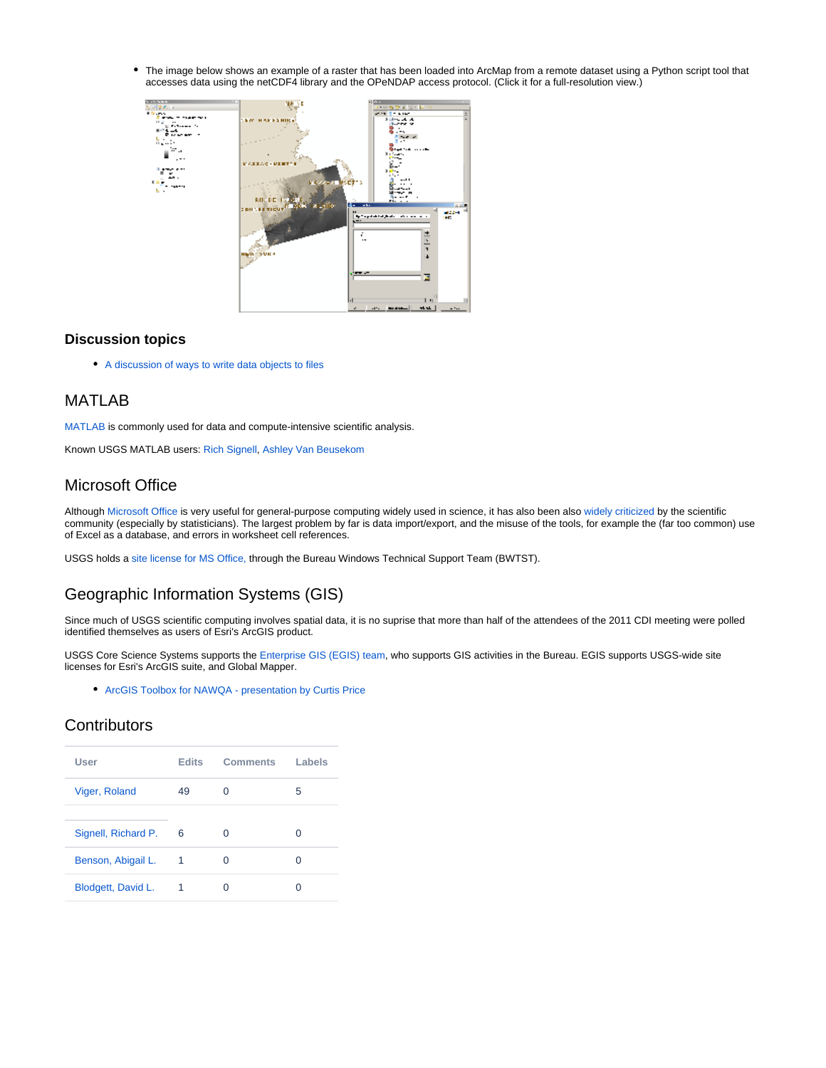- The image below shows an example of a raster that has been loaded into ArcMap from a remote dataset using a Python script tool that accesses data using the netCDF4 library and the OPeNDAP access protocol. (Click it for a full-resolution view.)

## Discussion topics

- A discussion of ways to write data objects to files

## MATLAB

MATLAB is commonly used for data and compute-intensive scientific analysis.

Known USGS MATLAB users: Rich Signell, Ashley Van Beusekom

## Microsoft Office

Although Microsoft Office is very useful for general-purpose computing widely used in science, it has also been also widely criticized by the scientific community (especially by statisticians). The largest problem by far is data import/export, and the misuse of the tools, for example the (far too common) use of Excel as a database, and errors in worksheet cell references.

USGS holds a site license for MS Office, through the Bureau Windows Technical Support Team (BWTST).

## Geographic Information Systems (GIS)

Since much of USGS scientific computing involves spatial data, it is no suprise that more than half of the attendees of the 2011 CDI meeting were polled identified themselves as users of Esri's ArcGIS product.

USGS Core Science Systems supports the Enterprise GIS (EGIS) team, who supports GIS activities in the Bureau. EGIS supports USGS-wide site licenses for Esri's ArcGIS suite, and Global Mapper.

- ArcGIS Toolbox for NAWQA - presentation by Curtis Price

## Contributors

| User | Edits | Comments | Labels |
|---|---|---|---|
| Viger, Roland | 49 | 0 | 5 |
| Signell, Richard P. | 6 | 0 | 0 |
| Benson, Abigail L. | 1 | 0 | 0 |
| Blodgett, David L. | 1 | 0 | 0 |